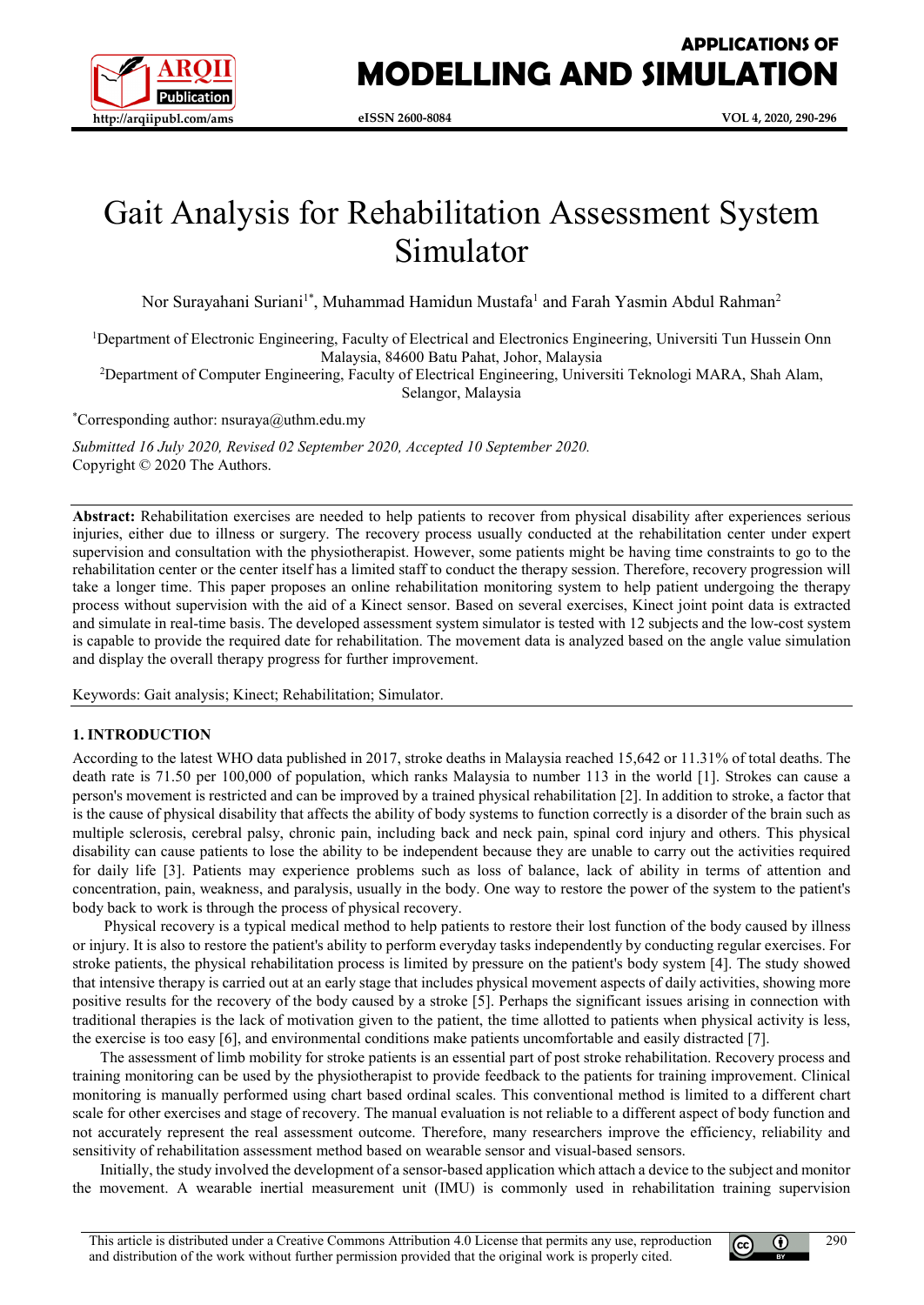# Gait Analysis for Rehabilitation Assessment System Simulator

Nor Surayahani Suriani[1*], Muhammad Hamidun Mustafa[1] and Farah Yasmin Abdul Rahman[2]

[1]Department of Electronic Engineering, Faculty of Electrical and Electronics Engineering, Universiti Tun Hussein Onn Malaysia, 84600 Batu Pahat, Johor, Malaysia
[2]Department of Computer Engineering, Faculty of Electrical Engineering, Universiti Teknologi MARA, Shah Alam, Selangor, Malaysia

[*]Corresponding author: nsuraya@uthm.edu.my

*Submitted 16 July 2020, Revised 02 September 2020, Accepted 10 September 2020.*
Copyright © 2020 The Authors.

**Abstract:** Rehabilitation exercises are needed to help patients to recover from physical disability after experiences serious injuries, either due to illness or surgery. The recovery process usually conducted at the rehabilitation center under expert supervision and consultation with the physiotherapist. However, some patients might be having time constraints to go to the rehabilitation center or the center itself has a limited staff to conduct the therapy session. Therefore, recovery progression will take a longer time. This paper proposes an online rehabilitation monitoring system to help patient undergoing the therapy process without supervision with the aid of a Kinect sensor. Based on several exercises, Kinect joint point data is extracted and simulate in real-time basis. The developed assessment system simulator is tested with 12 subjects and the low-cost system is capable to provide the required date for rehabilitation. The movement data is analyzed based on the angle value simulation and display the overall therapy progress for further improvement.

Keywords: Gait analysis; Kinect; Rehabilitation; Simulator.

## 1. INTRODUCTION

According to the latest WHO data published in 2017, stroke deaths in Malaysia reached 15,642 or 11.31% of total deaths. The death rate is 71.50 per 100,000 of population, which ranks Malaysia to number 113 in the world [1]. Strokes can cause a person's movement is restricted and can be improved by a trained physical rehabilitation [2]. In addition to stroke, a factor that is the cause of physical disability that affects the ability of body systems to function correctly is a disorder of the brain such as multiple sclerosis, cerebral palsy, chronic pain, including back and neck pain, spinal cord injury and others. This physical disability can cause patients to lose the ability to be independent because they are unable to carry out the activities required for daily life [3]. Patients may experience problems such as loss of balance, lack of ability in terms of attention and concentration, pain, weakness, and paralysis, usually in the body. One way to restore the power of the system to the patient's body back to work is through the process of physical recovery.

Physical recovery is a typical medical method to help patients to restore their lost function of the body caused by illness or injury. It is also to restore the patient's ability to perform everyday tasks independently by conducting regular exercises. For stroke patients, the physical rehabilitation process is limited by pressure on the patient's body system [4]. The study showed that intensive therapy is carried out at an early stage that involves physical movement aspects of daily activities, showing more positive results for the recovery of the body caused by a stroke [5]. Perhaps the significant issues arising in connection with traditional therapies is the lack of motivation given to the patient, the time allotted to patients when physical activity is less, the exercise is too easy [6], and environmental conditions make patients uncomfortable and easily distracted [7].

The assessment of limb mobility for stroke patients is an essential part of post stroke rehabilitation. Recovery process and training monitoring can be used by the physiotherapist to provide feedback to the patients for training improvement. Clinical monitoring is manually performed using chart based ordinal scales. This conventional method is limited to a different chart scale for other exercises and stage of recovery. The manual evaluation is not reliable to a different aspect of body function and not accurately represent the real assessment outcome. Therefore, many researchers improve the efficiency, reliability and sensitivity of rehabilitation assessment method based on wearable sensor and visual-based sensors.

Initially, the study involved the development of a sensor-based application which attach a device to the subject and monitor the movement. A wearable inertial measurement unit (IMU) is commonly used in rehabilitation training supervision

This article is distributed under a Creative Commons Attribution 4.0 License that permits any use, reproduction and distribution of the work without further permission provided that the original work is properly cited.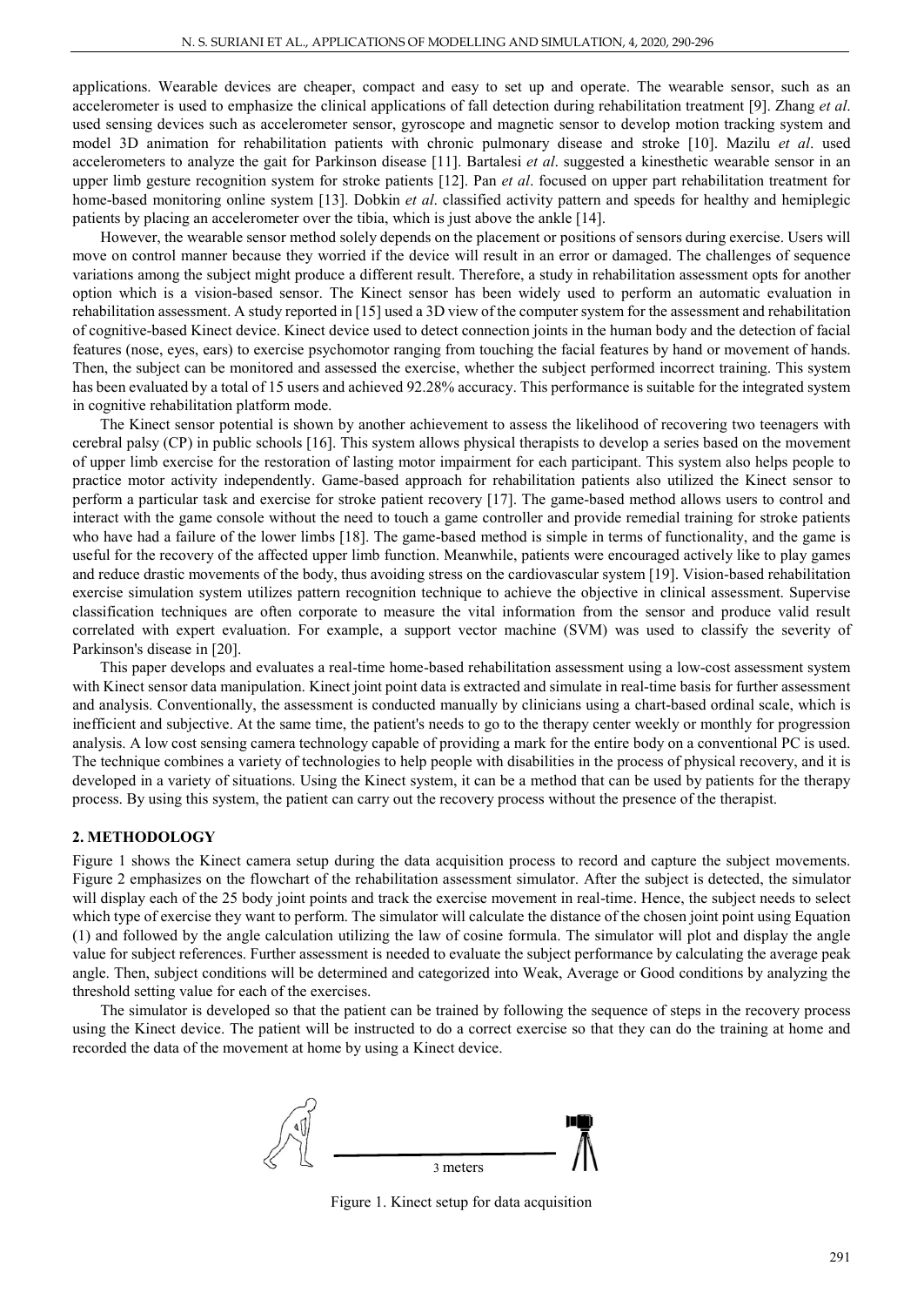applications. Wearable devices are cheaper, compact and easy to set up and operate. The wearable sensor, such as an accelerometer is used to emphasize the clinical applications of fall detection during rehabilitation treatment [9]. Zhang *et al*. used sensing devices such as accelerometer sensor, gyroscope and magnetic sensor to develop motion tracking system and model 3D animation for rehabilitation patients with chronic pulmonary disease and stroke [10]. Mazilu *et al*. used accelerometers to analyze the gait for Parkinson disease [11]. Bartalesi *et al*. suggested a kinesthetic wearable sensor in an upper limb gesture recognition system for stroke patients [12]. Pan *et al*. focused on upper part rehabilitation treatment for home-based monitoring online system [13]. Dobkin *et al*. classified activity pattern and speeds for healthy and hemiplegic patients by placing an accelerometer over the tibia, which is just above the ankle [14].

However, the wearable sensor method solely depends on the placement or positions of sensors during exercise. Users will move on control manner because they worried if the device will result in an error or damaged. The challenges of sequence variations among the subject might produce a different result. Therefore, a study in rehabilitation assessment opts for another option which is a vision-based sensor. The Kinect sensor has been widely used to perform an automatic evaluation in rehabilitation assessment. A study reported in [15] used a 3D view of the computer system for the assessment and rehabilitation of cognitive-based Kinect device. Kinect device used to detect connection joints in the human body and the detection of facial features (nose, eyes, ears) to exercise psychomotor ranging from touching the facial features by hand or movement of hands. Then, the subject can be monitored and assessed the exercise, whether the subject performed incorrect training. This system has been evaluated by a total of 15 users and achieved 92.28% accuracy. This performance is suitable for the integrated system in cognitive rehabilitation platform mode.

The Kinect sensor potential is shown by another achievement to assess the likelihood of recovering two teenagers with cerebral palsy (CP) in public schools [16]. This system allows physical therapists to develop a series based on the movement of upper limb exercise for the restoration of lasting motor impairment for each participant. This system also helps people to practice motor activity independently. Game-based approach for rehabilitation patients also utilized the Kinect sensor to perform a particular task and exercise for stroke patient recovery [17]. The game-based method allows users to control and interact with the game console without the need to touch a game controller and provide remedial training for stroke patients who have had a failure of the lower limbs [18]. The game-based method is simple in terms of functionality, and the game is useful for the recovery of the affected upper limb function. Meanwhile, patients were encouraged actively like to play games and reduce drastic movements of the body, thus avoiding stress on the cardiovascular system [19]. Vision-based rehabilitation exercise simulation system utilizes pattern recognition technique to achieve the objective in clinical assessment. Supervise classification techniques are often corporate to measure the vital information from the sensor and produce valid result correlated with expert evaluation. For example, a support vector machine (SVM) was used to classify the severity of Parkinson's disease in [20].

This paper develops and evaluates a real-time home-based rehabilitation assessment using a low-cost assessment system with Kinect sensor data manipulation. Kinect joint point data is extracted and simulate in real-time basis for further assessment and analysis. Conventionally, the assessment is conducted manually by clinicians using a chart-based ordinal scale, which is inefficient and subjective. At the same time, the patient's needs to go to the therapy center weekly or monthly for progression analysis. A low cost sensing camera technology capable of providing a mark for the entire body on a conventional PC is used. The technique combines a variety of technologies to help people with disabilities in the process of physical recovery, and it is developed in a variety of situations. Using the Kinect system, it can be a method that can be used by patients for the therapy process. By using this system, the patient can carry out the recovery process without the presence of the therapist.

## 2. METHODOLOGY

Figure 1 shows the Kinect camera setup during the data acquisition process to record and capture the subject movements. Figure 2 emphasizes on the flowchart of the rehabilitation assessment simulator. After the subject is detected, the simulator will display each of the 25 body joint points and track the exercise movement in real-time. Hence, the subject needs to select which type of exercise they want to perform. The simulator will calculate the distance of the chosen joint point using Equation (1) and followed by the angle calculation utilizing the law of cosine formula. The simulator will plot and display the angle value for subject references. Further assessment is needed to evaluate the subject performance by calculating the average peak angle. Then, subject conditions will be determined and categorized into Weak, Average or Good conditions by analyzing the threshold setting value for each of the exercises.

The simulator is developed so that the patient can be trained by following the sequence of steps in the recovery process using the Kinect device. The patient will be instructed to do a correct exercise so that they can do the training at home and recorded the data of the movement at home by using a Kinect device.

3 meters

Figure 1. Kinect setup for data acquisition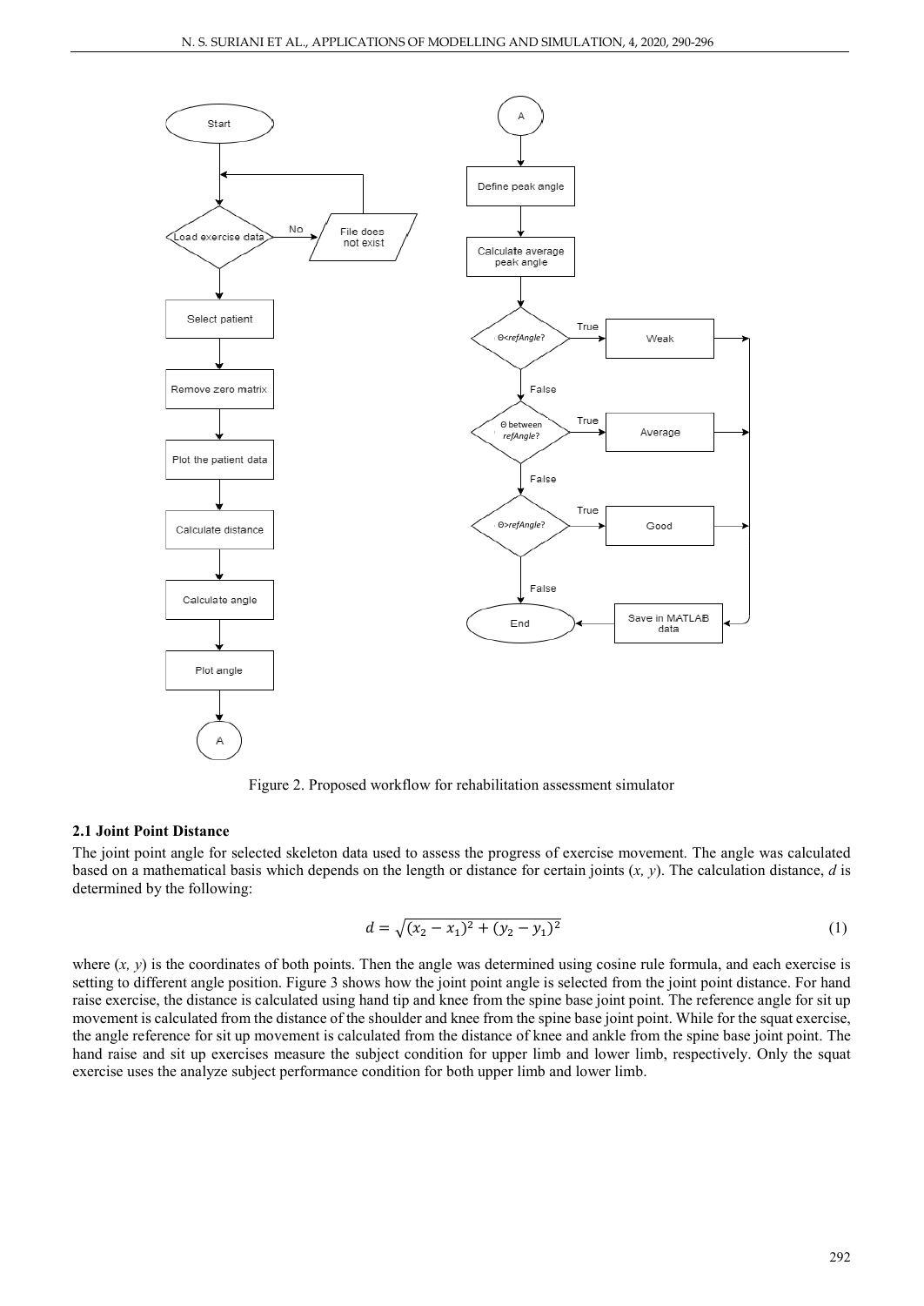Start

Load exercise data

No

File does not exist

Select patient

Remove zero matrix

Plot the patient data

Calculate distance

Calculate angle

Plot angle

A

A

Define peak angle

Calculate average peak angle

Θ<*refAngle*?

True

Weak

False

Θ between *refAngle*?

True

Average

False

Θ>*refAngle*?

True

Good

False

End

Save in MATLAB data

Figure 2. Proposed workflow for rehabilitation assessment simulator

### 2.1 Joint Point Distance

The joint point angle for selected skeleton data used to assess the progress of exercise movement. The angle was calculated based on a mathematical basis which depends on the length or distance for certain joints ($x$, $y$). The calculation distance, $d$ is determined by the following:

$$d = \sqrt{(x_2 - x_1)^2 + (y_2 - y_1)^2} \tag{1}$$

where ($x$, $y$) is the coordinates of both points. Then the angle was determined using cosine rule formula, and each exercise is setting to different angle position. Figure 3 shows how the joint point angle is selected from the joint point distance. For hand raise exercise, the distance is calculated using hand tip and knee from the spine base joint point. The reference angle for sit up movement is calculated from the distance of the shoulder and knee from the spine base joint point. While for the squat exercise, the angle reference for sit up movement is calculated from the distance of knee and ankle from the spine base joint point. The hand raise and sit up exercises measure the subject condition for upper limb and lower limb, respectively. Only the squat exercise uses the analyze subject performance condition for both upper limb and lower limb.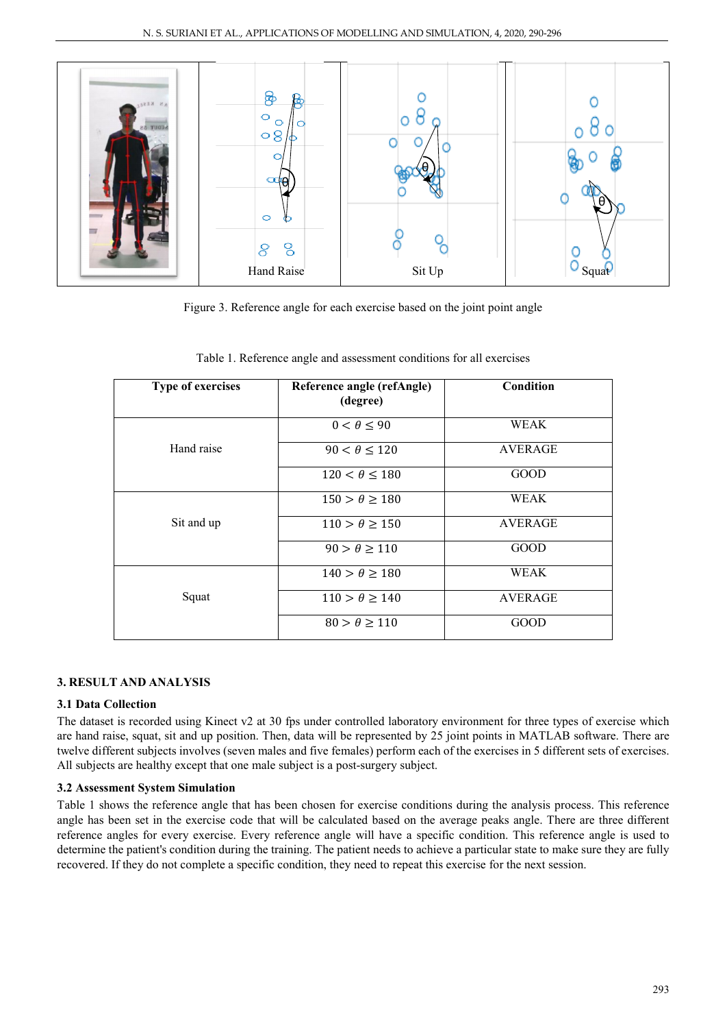Hand Raise

Sit Up

Squat

Figure 3. Reference angle for each exercise based on the joint point angle

Table 1. Reference angle and assessment conditions for all exercises

| Type of exercises | Reference angle (refAngle) (degree) | Condition |
|---|---|---|
| Hand raise | $0 < \theta \leq 90$ | WEAK |
| | $90 < \theta \leq 120$ | AVERAGE |
| | $120 < \theta \leq 180$ | GOOD |
| Sit and up | $150 > \theta \geq 180$ | WEAK |
| | $110 > \theta \geq 150$ | AVERAGE |
| | $90 > \theta \geq 110$ | GOOD |
| Squat | $140 > \theta \geq 180$ | WEAK |
| | $110 > \theta \geq 140$ | AVERAGE |
| | $80 > \theta \geq 110$ | GOOD |

## 3. RESULT AND ANALYSIS

### 3.1 Data Collection

The dataset is recorded using Kinect v2 at 30 fps under controlled laboratory environment for three types of exercise which are hand raise, squat, sit and up position. Then, data will be represented by 25 joint points in MATLAB software. There are twelve different subjects involves (seven males and five females) perform each of the exercises in 5 different sets of exercises. All subjects are healthy except that one male subject is a post-surgery subject.

### 3.2 Assessment System Simulation

Table 1 shows the reference angle that has been chosen for exercise conditions during the analysis process. This reference angle has been set in the exercise code that will be calculated based on the average peaks angle. There are three different reference angles for every exercise. Every reference angle will have a specific condition. This reference angle is used to determine the patient's condition during the training. The patient needs to achieve a particular state to make sure they are fully recovered. If they do not complete a specific condition, they need to repeat this exercise for the next session.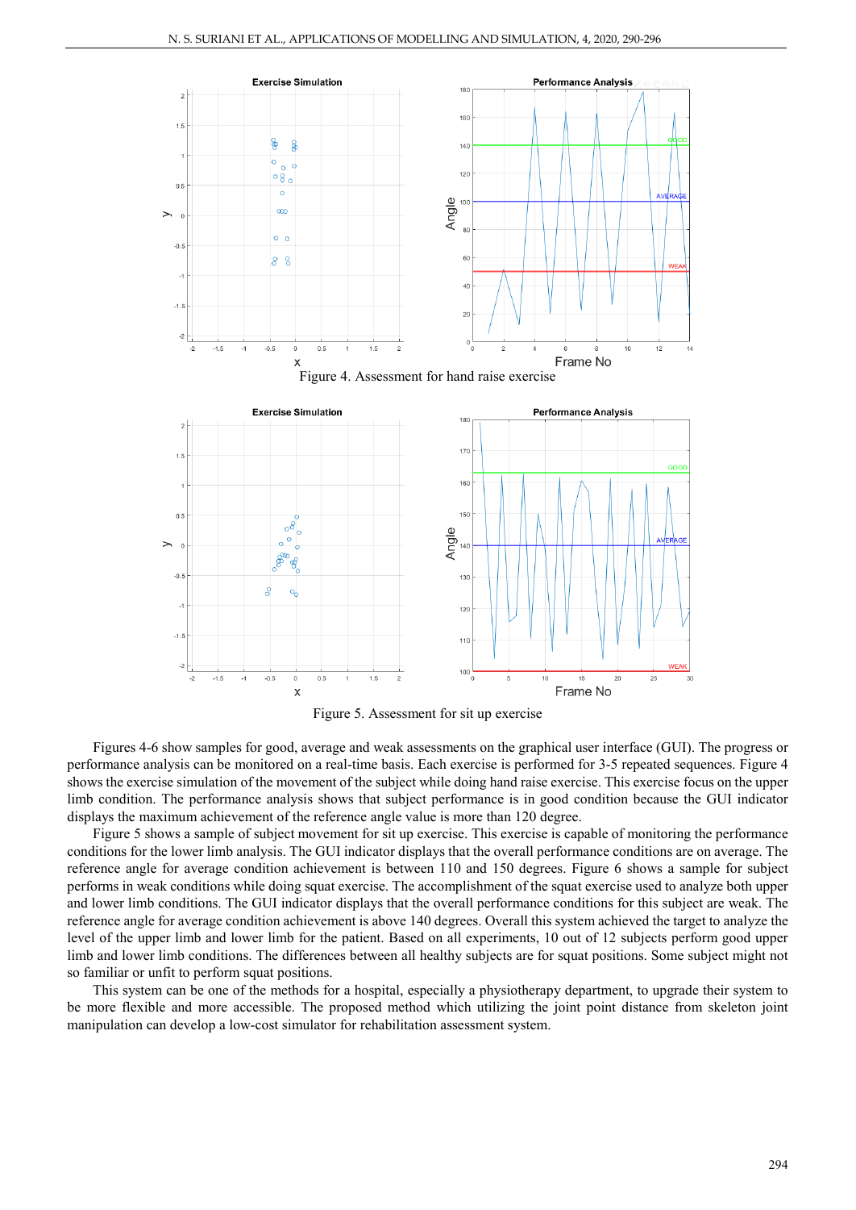Exercise Simulation

y

x

2
1.5
1
0.5
0
-0.5
-1
-1.5
-2

-2 -1.5 -1 -0.5 0 0.5 1 1.5 2

Performance Analysis

Angle

Frame No

180
160
140
120
100
80
60
40
20
0

0 2 4 6 8 10 12 14

GOOD
AVERAGE
WEAK

Figure 4. Assessment for hand raise exercise

Exercise Simulation

y

x

2
1.5
1
0.5
0
-0.5
-1
-1.5
-2

-2 -1.5 -1 -0.5 0 0.5 1 1.5 2

Performance Analysis

Angle

Frame No

180
170
160
150
140
130
120
110
100

0 5 10 15 20 25 30

GOOD
AVERAGE
WEAK

Figure 5. Assessment for sit up exercise

Figures 4-6 show samples for good, average and weak assessments on the graphical user interface (GUI). The progress or performance analysis can be monitored on a real-time basis. Each exercise is performed for 3-5 repeated sequences. Figure 4 shows the exercise simulation of the movement of the subject while doing hand raise exercise. This exercise focus on the upper limb condition. The performance analysis shows that subject performance is in good condition because the GUI indicator displays the maximum achievement of the reference angle value is more than 120 degree.

Figure 5 shows a sample of subject movement for sit up exercise. This exercise is capable of monitoring the performance conditions for the lower limb analysis. The GUI indicator displays that the overall performance conditions are on average. The reference angle for average condition achievement is between 110 and 150 degrees. Figure 6 shows a sample for subject performs in weak conditions while doing squat exercise. The accomplishment of the squat exercise used to analyze both upper and lower limb conditions. The GUI indicator displays that the overall performance conditions for this subject are weak. The reference angle for average condition achievement is above 140 degrees. Overall this system achieved the target to analyze the level of the upper limb and lower limb for the patient. Based on all experiments, 10 out of 12 subjects perform good upper limb and lower limb conditions. The differences between all healthy subjects are for squat positions. Some subject might not so familiar or unfit to perform squat positions.

This system can be one of the methods for a hospital, especially a physiotherapy department, to upgrade their system to be more flexible and more accessible. The proposed method which utilizing the joint point distance from skeleton joint manipulation can develop a low-cost simulator for rehabilitation assessment system.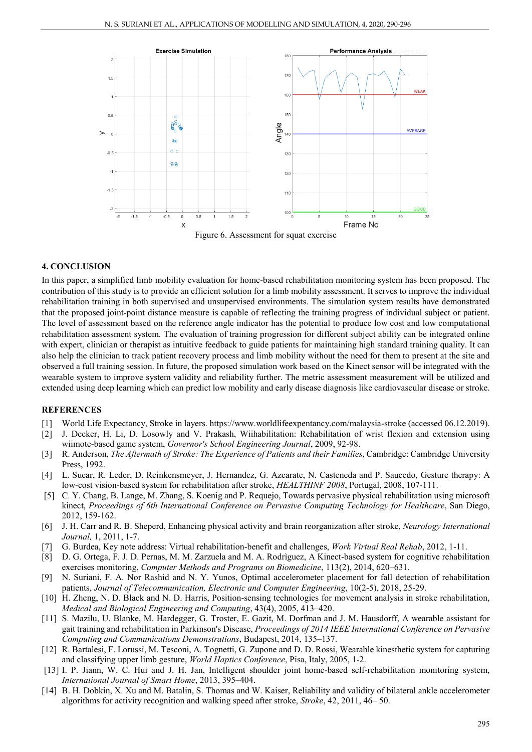Exercise Simulation

y

x

2
1.5
1
0.5
0
-0.5
-1
-1.5
-2

-2 -1.5 -1 -0.5 0 0.5 1 1.5 2

Performance Analysis

Angle

Frame No

180
170
160
150
140
130
120
110
100

0 5 10 15 20 25

WEAK

AVERAGE

GOOD

Figure 6. Assessment for squat exercise

## 4. CONCLUSION

In this paper, a simplified limb mobility evaluation for home-based rehabilitation monitoring system has been proposed. The contribution of this study is to provide an efficient solution for a limb mobility assessment. It serves to improve the individual rehabilitation training in both supervised and unsupervised environments. The simulation system results have demonstrated that the proposed joint-point distance measure is capable of reflecting the training progress of individual subject or patient. The level of assessment based on the reference angle indicator has the potential to produce low cost and low computational rehabilitation assessment system. The evaluation of training progression for different subject ability can be integrated online with expert, clinician or therapist as intuitive feedback to guide patients for maintaining high standard training quality. It can also help the clinician to track patient recovery process and limb mobility without the need for them to present at the site and observed a full training session. In future, the proposed simulation work based on the Kinect sensor will be integrated with the wearable system to improve system validity and reliability further. The metric assessment measurement will be utilized and extended using deep learning which can predict low mobility and early disease diagnosis like cardiovascular disease or stroke.

## REFERENCES

[1] World Life Expectancy, Stroke in layers. https://www.worldlifeexpentancy.com/malaysia-stroke (accessed 06.12.2019).

[2] J. Decker, H. Li, D. Losowly and V. Prakash, Wiihabilitation: Rehabilitation of wrist flexion and extension using wiimote-based game system, *Governor's School Engineering Journal*, 2009, 92-98.

[3] R. Anderson, *The Aftermath of Stroke: The Experience of Patients and their Families*, Cambridge: Cambridge University Press, 1992.

[4] L. Sucar, R. Leder, D. Reinkensmeyer, J. Hernandez, G. Azcarate, N. Casteneda and P. Saucedo, Gesture therapy: A low-cost vision-based system for rehabilitation after stroke, *HEALTHINF 2008*, Portugal, 2008, 107-111.

[5] C. Y. Chang, B. Lange, M. Zhang, S. Koenig and P. Requejo, Towards pervasive physical rehabilitation using microsoft kinect, *Proceedings of 6th International Conference on Pervasive Computing Technology for Healthcare*, San Diego, 2012, 159-162.

[6] J. H. Carr and R. B. Sheperd, Enhancing physical activity and brain reorganization after stroke, *Neurology International Journal,* 1, 2011, 1-7.

[7] G. Burdea, Key note address: Virtual rehabilitation-benefit and challenges, *Work Virtual Real Rehab*, 2012, 1-11.

[8] D. G. Ortega, F. J. D. Pernas, M. M. Zarzuela and M. A. Rodrìguez, A Kinect-based system for cognitive rehabilitation exercises monitoring, *Computer Methods and Programs on Biomedicine*, 113(2), 2014, 620–631.

[9] N. Suriani, F. A. Nor Rashid and N. Y. Yunos, Optimal accelerometer placement for fall detection of rehabilitation patients, *Journal of Telecommunication, Electronic and Computer Engineering*, 10(2-5), 2018, 25-29.

[10] H. Zheng, N. D. Black and N. D. Harris, Position-sensing technologies for movement analysis in stroke rehabilitation, *Medical and Biological Engineering and Computing*, 43(4), 2005, 413–420.

[11] S. Mazilu, U. Blanke, M. Hardegger, G. Troster, E. Gazit, M. Dorfman and J. M. Hausdorff, A wearable assistant for gait training and rehabilitation in Parkinson's Disease, *Proceedings of 2014 IEEE International Conference on Pervasive Computing and Communications Demonstrations*, Budapest, 2014, 135–137.

[12] R. Bartalesi, F. Lorussi, M. Tesconi, A. Tognetti, G. Zupone and D. D. Rossi, Wearable kinesthetic system for capturing and classifying upper limb gesture, *World Haptics Conference*, Pisa, Italy, 2005, 1-2.

[13] I. P. Jiann, W. C. Hui and J. H. Jan, Intelligent shoulder joint home-based self-rehabilitation monitoring system, *International Journal of Smart Home*, 2013, 395–404.

[14] B. H. Dobkin, X. Xu and M. Batalin, S. Thomas and W. Kaiser, Reliability and validity of bilateral ankle accelerometer algorithms for activity recognition and walking speed after stroke, *Stroke*, 42, 2011, 46– 50.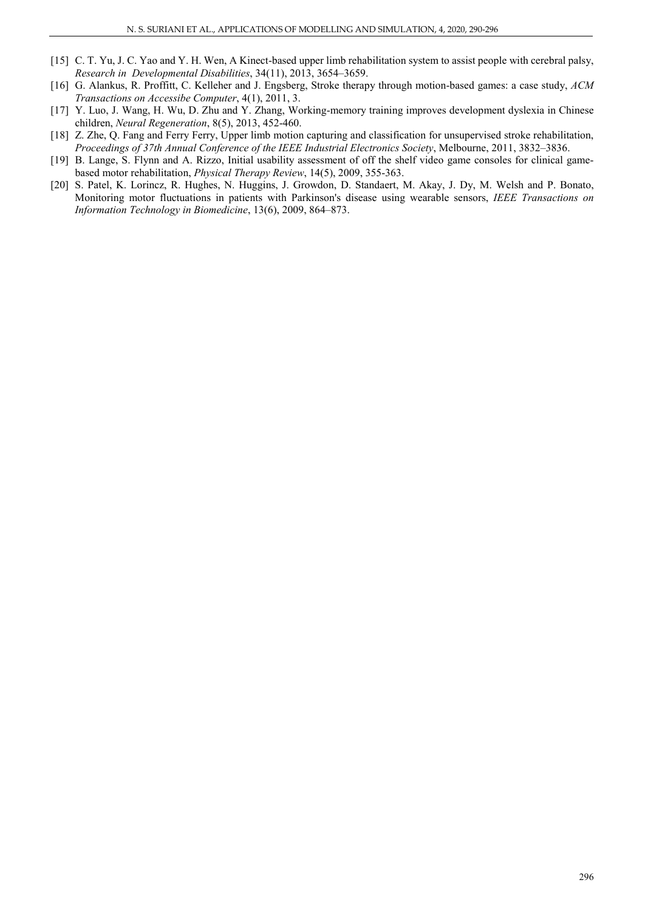[15] C. T. Yu, J. C. Yao and Y. H. Wen, A Kinect-based upper limb rehabilitation system to assist people with cerebral palsy, *Research in Developmental Disabilities*, 34(11), 2013, 3654–3659.

[16] G. Alankus, R. Proffitt, C. Kelleher and J. Engsberg, Stroke therapy through motion-based games: a case study, *ACM Transactions on Accessibe Computer*, 4(1), 2011, 3.

[17] Y. Luo, J. Wang, H. Wu, D. Zhu and Y. Zhang, Working-memory training improves development dyslexia in Chinese children, *Neural Regeneration*, 8(5), 2013, 452-460.

[18] Z. Zhe, Q. Fang and Ferry Ferry, Upper limb motion capturing and classification for unsupervised stroke rehabilitation, *Proceedings of 37th Annual Conference of the IEEE Industrial Electronics Society*, Melbourne, 2011, 3832–3836.

[19] B. Lange, S. Flynn and A. Rizzo, Initial usability assessment of off the shelf video game consoles for clinical game-based motor rehabilitation, *Physical Therapy Review*, 14(5), 2009, 355-363.

[20] S. Patel, K. Lorincz, R. Hughes, N. Huggins, J. Growdon, D. Standaert, M. Akay, J. Dy, M. Welsh and P. Bonato, Monitoring motor fluctuations in patients with Parkinson's disease using wearable sensors, *IEEE Transactions on Information Technology in Biomedicine*, 13(6), 2009, 864–873.